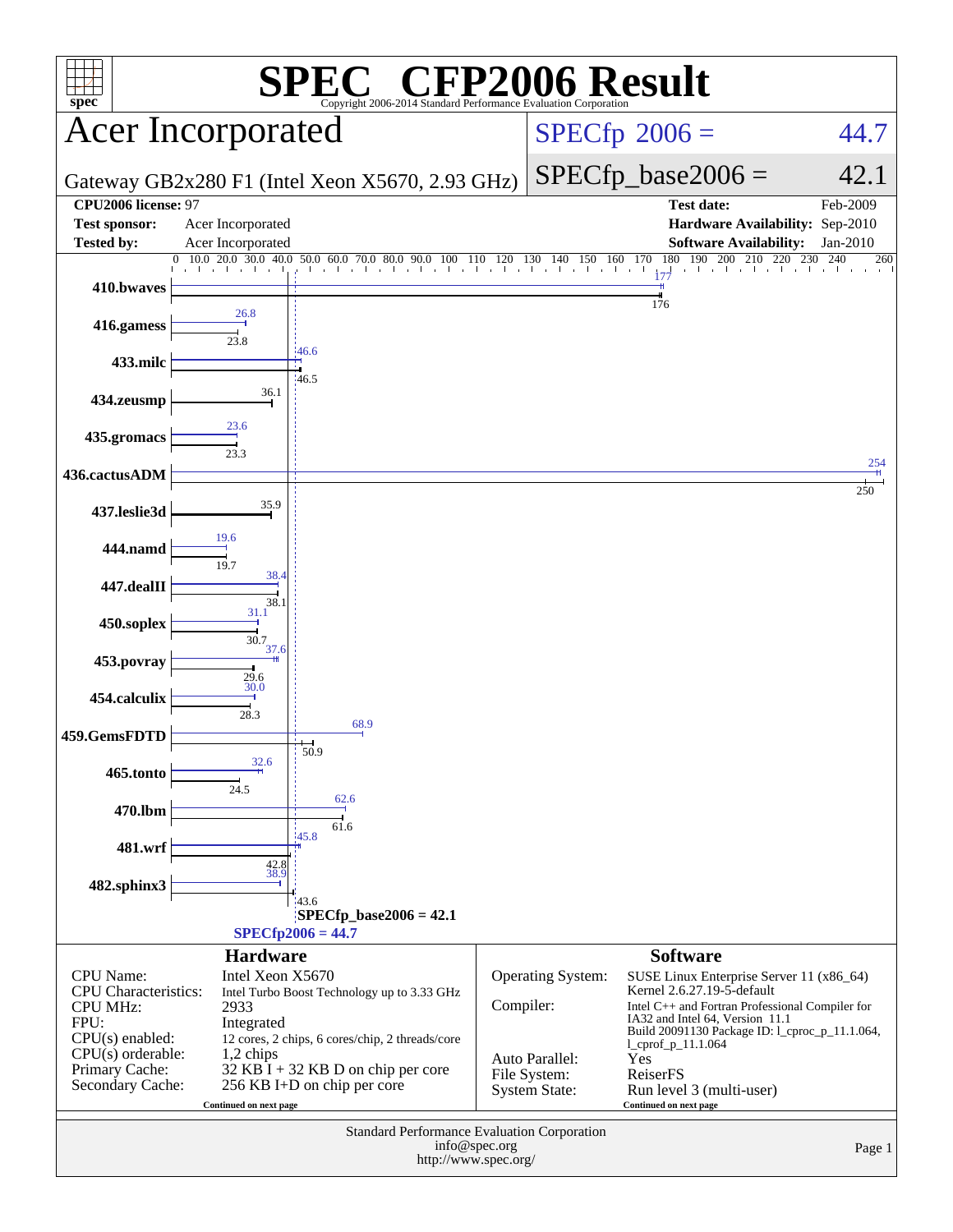# SPEC CFP2006 Result

Copyright 2006-2014 Standard Performance Evaluation Corporation

## Acer Incorporated

Gateway GB2x280 F1 (Intel Xeon X5670, 2.93 GHz)

SPECfp 2006 = 44.7

SPECfp_base2006 = 42.1

| | | | |
|---|---|---|---|
| **CPU2006 license:** 97 | | **Test date:** | Feb-2009 |
| **Test sponsor:** | Acer Incorporated | **Hardware Availability:** | Sep-2010 |
| **Tested by:** | Acer Incorporated | **Software Availability:** | Jan-2010 |

| Benchmark | Peak | Base |
|---|---|---|
| 410.bwaves | 177 | 176 |
| 416.gamess | 26.8 | 23.8 |
| 433.milc | 46.6 | 46.5 |
| 434.zeusmp | | 36.1 |
| 435.gromacs | 23.6 | 23.3 |
| 436.cactusADM | 254 | 250 |
| 437.leslie3d | | 35.9 |
| 444.namd | 19.6 | 19.7 |
| 447.dealII | 38.4 | 38.1 |
| 450.soplex | 31.1 | 30.7 |
| 453.povray | 37.6 | 29.6 |
| 454.calculix | 30.0 | 28.3 |
| 459.GemsFDTD | 68.9 | 50.9 |
| 465.tonto | 32.6 | 24.5 |
| 470.lbm | 62.6 | 61.6 |
| 481.wrf | 45.8 | 42.8 |
| 482.sphinx3 | 38.9 | 43.6 |

SPECfp_base2006 = 42.1

SPECfp2006 = 44.7

## Hardware

| | |
|---|---|
| CPU Name: | Intel Xeon X5670 |
| CPU Characteristics: | Intel Turbo Boost Technology up to 3.33 GHz |
| CPU MHz: | 2933 |
| FPU: | Integrated |
| CPU(s) enabled: | 12 cores, 2 chips, 6 cores/chip, 2 threads/core |
| CPU(s) orderable: | 1,2 chips |
| Primary Cache: | 32 KB I + 32 KB D on chip per core |
| Secondary Cache: | 256 KB I+D on chip per core |

Continued on next page

## Software

| | |
|---|---|
| Operating System: | SUSE Linux Enterprise Server 11 (x86_64) Kernel 2.6.27.19-5-default |
| Compiler: | Intel C++ and Fortran Professional Compiler for IA32 and Intel 64, Version 11.1 Build 20091130 Package ID: l_cproc_p_11.1.064, l_cprof_p_11.1.064 |
| Auto Parallel: | Yes |
| File System: | ReiserFS |
| System State: | Run level 3 (multi-user) |

Continued on next page

Standard Performance Evaluation Corporation
info@spec.org
http://www.spec.org/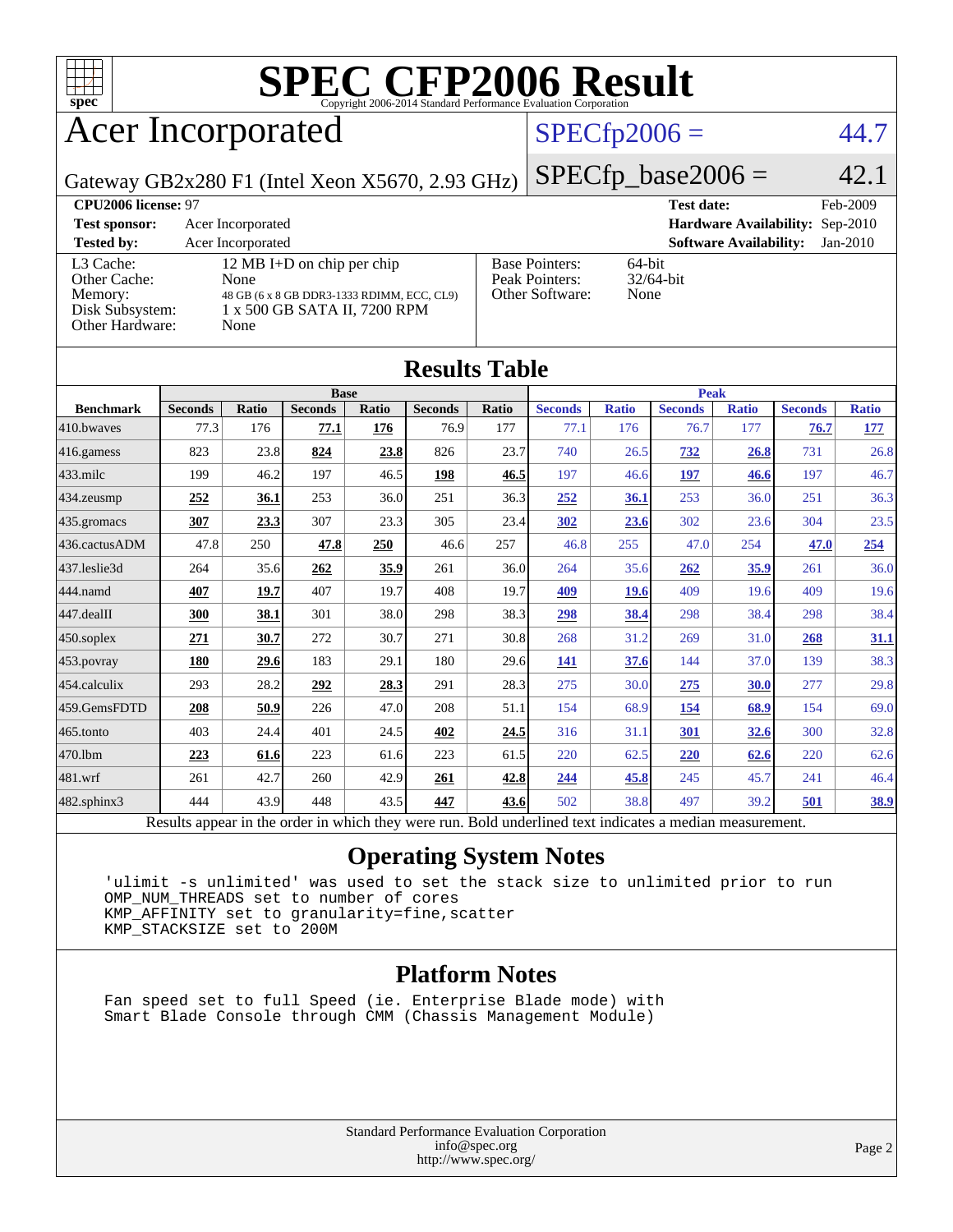# SPEC CFP2006 Result

Copyright 2006-2014 Standard Performance Evaluation Corporation

## Acer Incorporated

Gateway GB2x280 F1 (Intel Xeon X5670, 2.93 GHz)

SPECfp2006 = 44.7

SPECfp_base2006 = 42.1

| | | | |
|---|---|---|---|
| **CPU2006 license:** 97 | | **Test date:** | Feb-2009 |
| **Test sponsor:** | Acer Incorporated | **Hardware Availability:** | Sep-2010 |
| **Tested by:** | Acer Incorporated | **Software Availability:** | Jan-2010 |

| | | | |
|---|---|---|---|
| L3 Cache: | 12 MB I+D on chip per chip | Base Pointers: | 64-bit |
| Other Cache: | None | Peak Pointers: | 32/64-bit |
| Memory: | 48 GB (6 x 8 GB DDR3-1333 RDIMM, ECC, CL9) | Other Software: | None |
| Disk Subsystem: | 1 x 500 GB SATA II, 7200 RPM | | |
| Other Hardware: | None | | |

## Results Table

| | Base | | | | | | Peak | | | | | |
|---|---|---|---|---|---|---|---|---|---|---|---|---|
| **Benchmark** | **Seconds** | **Ratio** | **Seconds** | **Ratio** | **Seconds** | **Ratio** | **Seconds** | **Ratio** | **Seconds** | **Ratio** | **Seconds** | **Ratio** |
| 410.bwaves | 77.3 | 176 | **77.1** | **176** | 76.9 | 177 | 77.1 | 176 | 76.7 | 177 | **76.7** | **177** |
| 416.gamess | 823 | 23.8 | **824** | **23.8** | 826 | 23.7 | 740 | 26.5 | **732** | **26.8** | 731 | 26.8 |
| 433.milc | 199 | 46.2 | 197 | 46.5 | **198** | **46.5** | 197 | 46.6 | **197** | **46.6** | 197 | 46.7 |
| 434.zeusmp | **252** | **36.1** | 253 | 36.0 | 251 | 36.3 | **252** | **36.1** | 253 | 36.0 | 251 | 36.3 |
| 435.gromacs | **307** | **23.3** | 307 | 23.3 | 305 | 23.4 | **302** | **23.6** | 302 | 23.6 | 304 | 23.5 |
| 436.cactusADM | 47.8 | 250 | **47.8** | **250** | 46.6 | 257 | 46.8 | 255 | 47.0 | 254 | **47.0** | **254** |
| 437.leslie3d | 264 | 35.6 | **262** | **35.9** | 261 | 36.0 | 264 | 35.6 | **262** | **35.9** | 261 | 36.0 |
| 444.namd | **407** | **19.7** | 407 | 19.7 | 408 | 19.7 | **409** | **19.6** | 409 | 19.6 | 409 | 19.6 |
| 447.dealII | **300** | **38.1** | 301 | 38.0 | 298 | 38.3 | **298** | **38.4** | 298 | 38.4 | 298 | 38.4 |
| 450.soplex | **271** | **30.7** | 272 | 30.7 | 271 | 30.8 | 268 | 31.2 | 269 | 31.0 | **268** | **31.1** |
| 453.povray | **180** | **29.6** | 183 | 29.1 | 180 | 29.6 | **141** | **37.6** | 144 | 37.0 | 139 | 38.3 |
| 454.calculix | 293 | 28.2 | **292** | **28.3** | 291 | 28.3 | 275 | 30.0 | **275** | **30.0** | 277 | 29.8 |
| 459.GemsFDTD | **208** | **50.9** | 226 | 47.0 | 208 | 51.1 | 154 | 68.9 | **154** | **68.9** | 154 | 69.0 |
| 465.tonto | 403 | 24.4 | 401 | 24.5 | **402** | **24.5** | 316 | 31.1 | **301** | **32.6** | 300 | 32.8 |
| 470.lbm | **223** | **61.6** | 223 | 61.6 | 223 | 61.5 | 220 | 62.5 | **220** | **62.6** | 220 | 62.6 |
| 481.wrf | 261 | 42.7 | 260 | 42.9 | **261** | **42.8** | **244** | **45.8** | 245 | 45.7 | 241 | 46.4 |
| 482.sphinx3 | 444 | 43.9 | 448 | 43.5 | **447** | **43.6** | 502 | 38.8 | 497 | 39.2 | **501** | **38.9** |

Results appear in the order in which they were run. Bold underlined text indicates a median measurement.

## Operating System Notes

```
'ulimit -s unlimited' was used to set the stack size to unlimited prior to run
OMP_NUM_THREADS set to number of cores
KMP_AFFINITY set to granularity=fine,scatter
KMP_STACKSIZE set to 200M
```

## Platform Notes

```
Fan speed set to full Speed (ie. Enterprise Blade mode) with
Smart Blade Console through CMM (Chassis Management Module)
```

Standard Performance Evaluation Corporation
info@spec.org
http://www.spec.org/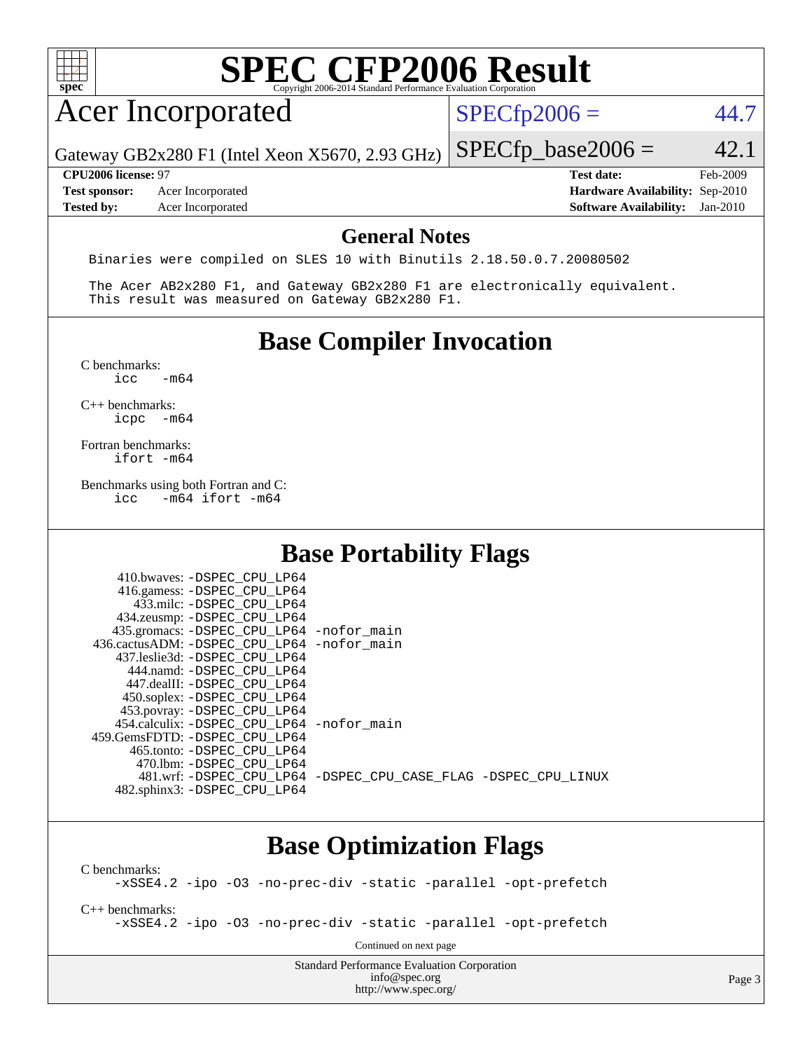# SPEC CFP2006 Result

Copyright 2006-2014 Standard Performance Evaluation Corporation

## Acer Incorporated

Gateway GB2x280 F1 (Intel Xeon X5670, 2.93 GHz)

SPECfp2006 = 44.7

SPECfp_base2006 = 42.1

| | | | |
|---|---|---|---|
| **CPU2006 license:** 97 | | **Test date:** | Feb-2009 |
| **Test sponsor:** | Acer Incorporated | **Hardware Availability:** | Sep-2010 |
| **Tested by:** | Acer Incorporated | **Software Availability:** | Jan-2010 |

## General Notes

```
Binaries were compiled on SLES 10 with Binutils 2.18.50.0.7.20080502

The Acer AB2x280 F1, and Gateway GB2x280 F1 are electronically equivalent.
This result was measured on Gateway GB2x280 F1.
```

## Base Compiler Invocation

C benchmarks:
```
icc   -m64
```

C++ benchmarks:
```
icpc  -m64
```

Fortran benchmarks:
```
ifort -m64
```

Benchmarks using both Fortran and C:
```
icc   -m64 ifort -m64
```

## Base Portability Flags

```
   410.bwaves: -DSPEC_CPU_LP64
   416.gamess: -DSPEC_CPU_LP64
     433.milc: -DSPEC_CPU_LP64
   434.zeusmp: -DSPEC_CPU_LP64
  435.gromacs: -DSPEC_CPU_LP64 -nofor_main
 436.cactusADM: -DSPEC_CPU_LP64 -nofor_main
  437.leslie3d: -DSPEC_CPU_LP64
     444.namd: -DSPEC_CPU_LP64
   447.dealII: -DSPEC_CPU_LP64
   450.soplex: -DSPEC_CPU_LP64
   453.povray: -DSPEC_CPU_LP64
  454.calculix: -DSPEC_CPU_LP64 -nofor_main
 459.GemsFDTD: -DSPEC_CPU_LP64
    465.tonto: -DSPEC_CPU_LP64
      470.lbm: -DSPEC_CPU_LP64
      481.wrf: -DSPEC_CPU_LP64 -DSPEC_CPU_CASE_FLAG -DSPEC_CPU_LINUX
   482.sphinx3: -DSPEC_CPU_LP64
```

## Base Optimization Flags

C benchmarks:
```
-xSSE4.2 -ipo -O3 -no-prec-div -static -parallel -opt-prefetch
```

C++ benchmarks:
```
-xSSE4.2 -ipo -O3 -no-prec-div -static -parallel -opt-prefetch
```

Continued on next page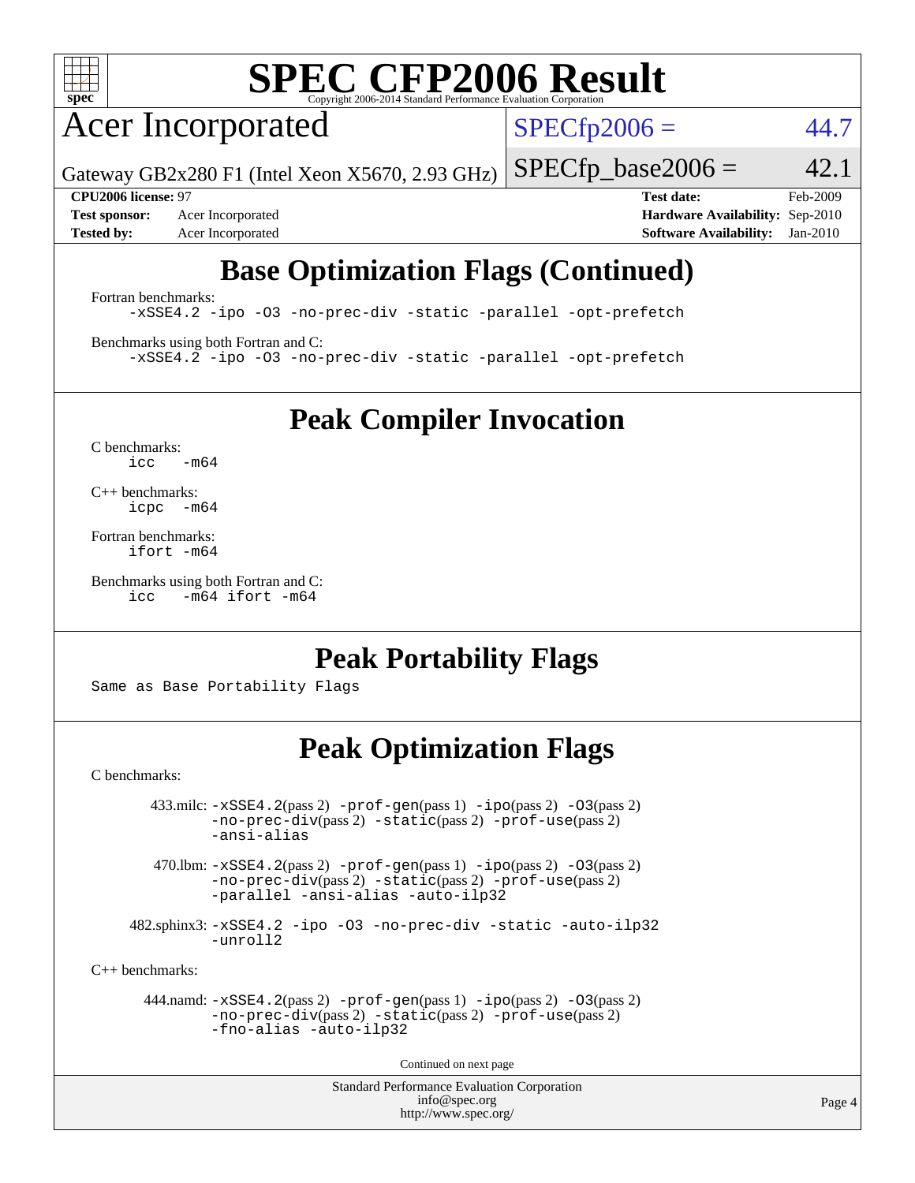# SPEC CFP2006 Result

Copyright 2006-2014 Standard Performance Evaluation Corporation

## Acer Incorporated

Gateway GB2x280 F1 (Intel Xeon X5670, 2.93 GHz)

SPECfp2006 = 44.7

SPECfp_base2006 = 42.1

| | | | |
|---|---|---|---|
| **CPU2006 license:** 97 | | **Test date:** | Feb-2009 |
| **Test sponsor:** | Acer Incorporated | **Hardware Availability:** | Sep-2010 |
| **Tested by:** | Acer Incorporated | **Software Availability:** | Jan-2010 |

## Base Optimization Flags (Continued)

Fortran benchmarks:

```
-xSSE4.2 -ipo -O3 -no-prec-div -static -parallel -opt-prefetch
```

Benchmarks using both Fortran and C:

```
-xSSE4.2 -ipo -O3 -no-prec-div -static -parallel -opt-prefetch
```

## Peak Compiler Invocation

C benchmarks:

```
icc   -m64
```

C++ benchmarks:

```
icpc  -m64
```

Fortran benchmarks:

```
ifort -m64
```

Benchmarks using both Fortran and C:

```
icc   -m64 ifort -m64
```

## Peak Portability Flags

Same as Base Portability Flags

## Peak Optimization Flags

C benchmarks:

433.milc: -xSSE4.2(pass 2) -prof-gen(pass 1) -ipo(pass 2) -O3(pass 2) -no-prec-div(pass 2) -static(pass 2) -prof-use(pass 2) -ansi-alias

470.lbm: -xSSE4.2(pass 2) -prof-gen(pass 1) -ipo(pass 2) -O3(pass 2) -no-prec-div(pass 2) -static(pass 2) -prof-use(pass 2) -parallel -ansi-alias -auto-ilp32

482.sphinx3: -xSSE4.2 -ipo -O3 -no-prec-div -static -auto-ilp32 -unroll2

C++ benchmarks:

444.namd: -xSSE4.2(pass 2) -prof-gen(pass 1) -ipo(pass 2) -O3(pass 2) -no-prec-div(pass 2) -static(pass 2) -prof-use(pass 2) -fno-alias -auto-ilp32

Continued on next page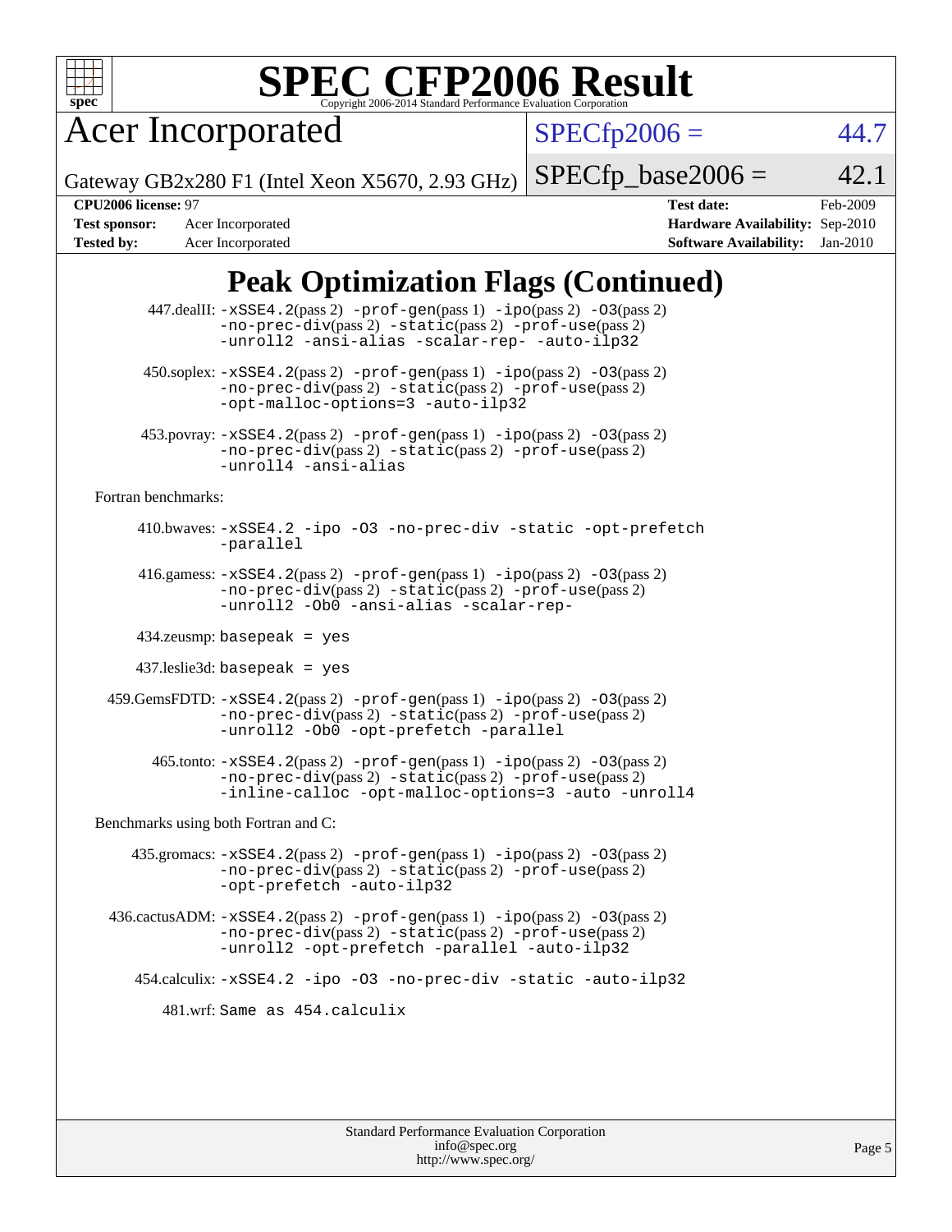# SPEC CFP2006 Result

Copyright 2006-2014 Standard Performance Evaluation Corporation

## Acer Incorporated

Gateway GB2x280 F1 (Intel Xeon X5670, 2.93 GHz)

SPECfp2006 = 44.7

SPECfp_base2006 = 42.1

**CPU2006 license:** 97
**Test sponsor:** Acer Incorporated
**Tested by:** Acer Incorporated

**Test date:** Feb-2009
**Hardware Availability:** Sep-2010
**Software Availability:** Jan-2010

## Peak Optimization Flags (Continued)

447.dealII: -xSSE4.2(pass 2) -prof-gen(pass 1) -ipo(pass 2) -O3(pass 2) -no-prec-div(pass 2) -static(pass 2) -prof-use(pass 2) -unroll2 -ansi-alias -scalar-rep- -auto-ilp32

450.soplex: -xSSE4.2(pass 2) -prof-gen(pass 1) -ipo(pass 2) -O3(pass 2) -no-prec-div(pass 2) -static(pass 2) -prof-use(pass 2) -opt-malloc-options=3 -auto-ilp32

453.povray: -xSSE4.2(pass 2) -prof-gen(pass 1) -ipo(pass 2) -O3(pass 2) -no-prec-div(pass 2) -static(pass 2) -prof-use(pass 2) -unroll4 -ansi-alias

Fortran benchmarks:

410.bwaves: -xSSE4.2 -ipo -O3 -no-prec-div -static -opt-prefetch -parallel

416.gamess: -xSSE4.2(pass 2) -prof-gen(pass 1) -ipo(pass 2) -O3(pass 2) -no-prec-div(pass 2) -static(pass 2) -prof-use(pass 2) -unroll2 -Ob0 -ansi-alias -scalar-rep-

434.zeusmp: basepeak = yes

437.leslie3d: basepeak = yes

459.GemsFDTD: -xSSE4.2(pass 2) -prof-gen(pass 1) -ipo(pass 2) -O3(pass 2) -no-prec-div(pass 2) -static(pass 2) -prof-use(pass 2) -unroll2 -Ob0 -opt-prefetch -parallel

465.tonto: -xSSE4.2(pass 2) -prof-gen(pass 1) -ipo(pass 2) -O3(pass 2) -no-prec-div(pass 2) -static(pass 2) -prof-use(pass 2) -inline-calloc -opt-malloc-options=3 -auto -unroll4

Benchmarks using both Fortran and C:

435.gromacs: -xSSE4.2(pass 2) -prof-gen(pass 1) -ipo(pass 2) -O3(pass 2) -no-prec-div(pass 2) -static(pass 2) -prof-use(pass 2) -opt-prefetch -auto-ilp32

436.cactusADM: -xSSE4.2(pass 2) -prof-gen(pass 1) -ipo(pass 2) -O3(pass 2) -no-prec-div(pass 2) -static(pass 2) -prof-use(pass 2) -unroll2 -opt-prefetch -parallel -auto-ilp32

454.calculix: -xSSE4.2 -ipo -O3 -no-prec-div -static -auto-ilp32

481.wrf: Same as 454.calculix

Standard Performance Evaluation Corporation
info@spec.org
http://www.spec.org/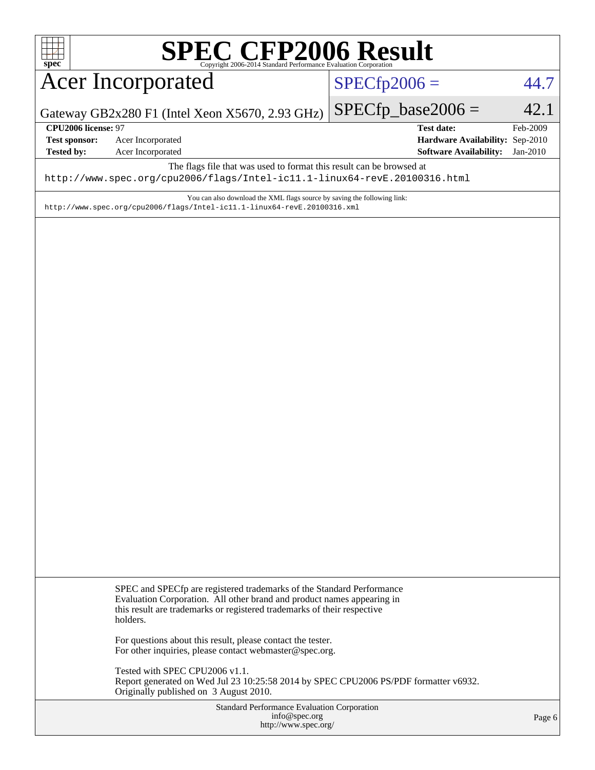# SPEC CFP2006 Result

Copyright 2006-2014 Standard Performance Evaluation Corporation

## Acer Incorporated

Gateway GB2x280 F1 (Intel Xeon X5670, 2.93 GHz)

SPECfp2006 = 44.7

SPECfp_base2006 = 42.1

| | | | |
|---|---|---|---|
| **CPU2006 license:** 97 | | **Test date:** | Feb-2009 |
| **Test sponsor:** | Acer Incorporated | **Hardware Availability:** | Sep-2010 |
| **Tested by:** | Acer Incorporated | **Software Availability:** | Jan-2010 |

The flags file that was used to format this result can be browsed at
http://www.spec.org/cpu2006/flags/Intel-ic11.1-linux64-revE.20100316.html

You can also download the XML flags source by saving the following link:
http://www.spec.org/cpu2006/flags/Intel-ic11.1-linux64-revE.20100316.xml

SPEC and SPECfp are registered trademarks of the Standard Performance Evaluation Corporation. All other brand and product names appearing in this result are trademarks or registered trademarks of their respective holders.

For questions about this result, please contact the tester.
For other inquiries, please contact webmaster@spec.org.

Tested with SPEC CPU2006 v1.1.
Report generated on Wed Jul 23 10:25:58 2014 by SPEC CPU2006 PS/PDF formatter v6932.
Originally published on 3 August 2010.

Standard Performance Evaluation Corporation
info@spec.org
http://www.spec.org/